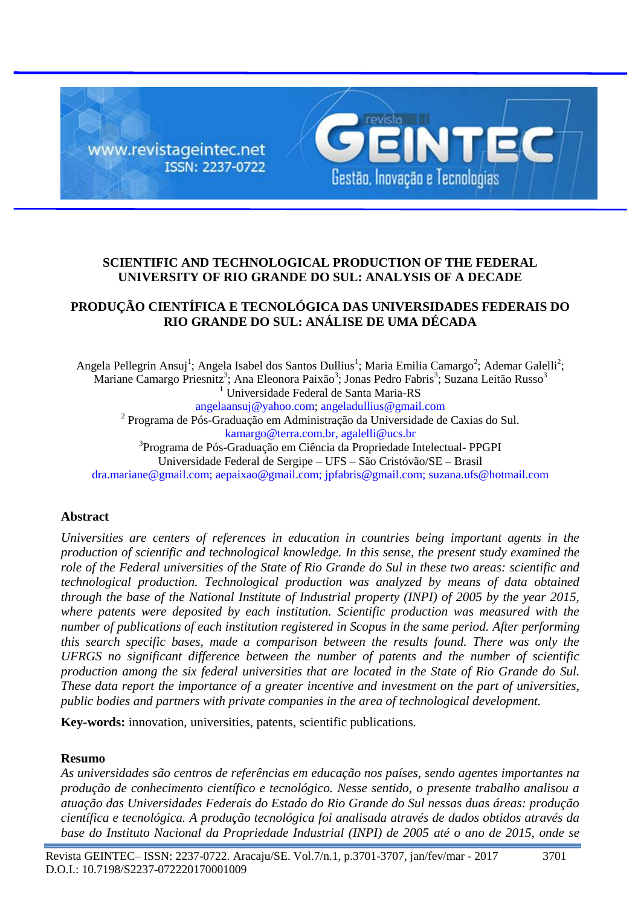# SCIENTIFIC AND TECHNOLOGICAL PRODUCTION OF THE FEDERAL UNIVERSITY OF RIO GRANDE DO SUL: ANALYSIS OF A DECADE

# PRODUÇÃO CIENTÍFICA E TECNOLÓGICA DAS UNIVERSIDADES FEDERAIS DO RIO GRANDE DO SUL: ANÁLISE DE UMA DÉCADA

Angela Pellegrin Ansuj[1]; Angela Isabel dos Santos Dullius[1]; Maria Emilia Camargo[2]; Ademar Galelli[2]; Mariane Camargo Priesnitz[3]; Ana Eleonora Paixão[3]; Jonas Pedro Fabris[3]; Suzana Leitão Russo[3]

[1] Universidade Federal de Santa Maria-RS
angelaansuj@yahoo.com; angeladullius@gmail.com

[2] Programa de Pós-Graduação em Administração da Universidade de Caxias do Sul.
kamargo@terra.com.br, agalelli@ucs.br

[3]Programa de Pós-Graduação em Ciência da Propriedade Intelectual- PPGPI
Universidade Federal de Sergipe – UFS – São Cristóvão/SE – Brasil
dra.mariane@gmail.com; aepaixao@gmail.com; jpfabris@gmail.com; suzana.ufs@hotmail.com

## Abstract

*Universities are centers of references in education in countries being important agents in the production of scientific and technological knowledge. In this sense, the present study examined the role of the Federal universities of the State of Rio Grande do Sul in these two areas: scientific and technological production. Technological production was analyzed by means of data obtained through the base of the National Institute of Industrial property (INPI) of 2005 by the year 2015, where patents were deposited by each institution. Scientific production was measured with the number of publications of each institution registered in Scopus in the same period. After performing this search specific bases, made a comparison between the results found. There was only the UFRGS no significant difference between the number of patents and the number of scientific production among the six federal universities that are located in the State of Rio Grande do Sul. These data report the importance of a greater incentive and investment on the part of universities, public bodies and partners with private companies in the area of technological development.*

**Key-words:** innovation, universities, patents, scientific publications.

## Resumo

*As universidades são centros de referências em educação nos países, sendo agentes importantes na produção de conhecimento científico e tecnológico. Nesse sentido, o presente trabalho analisou a atuação das Universidades Federais do Estado do Rio Grande do Sul nessas duas áreas: produção científica e tecnológica. A produção tecnológica foi analisada através de dados obtidos através da base do Instituto Nacional da Propriedade Industrial (INPI) de 2005 até o ano de 2015, onde se*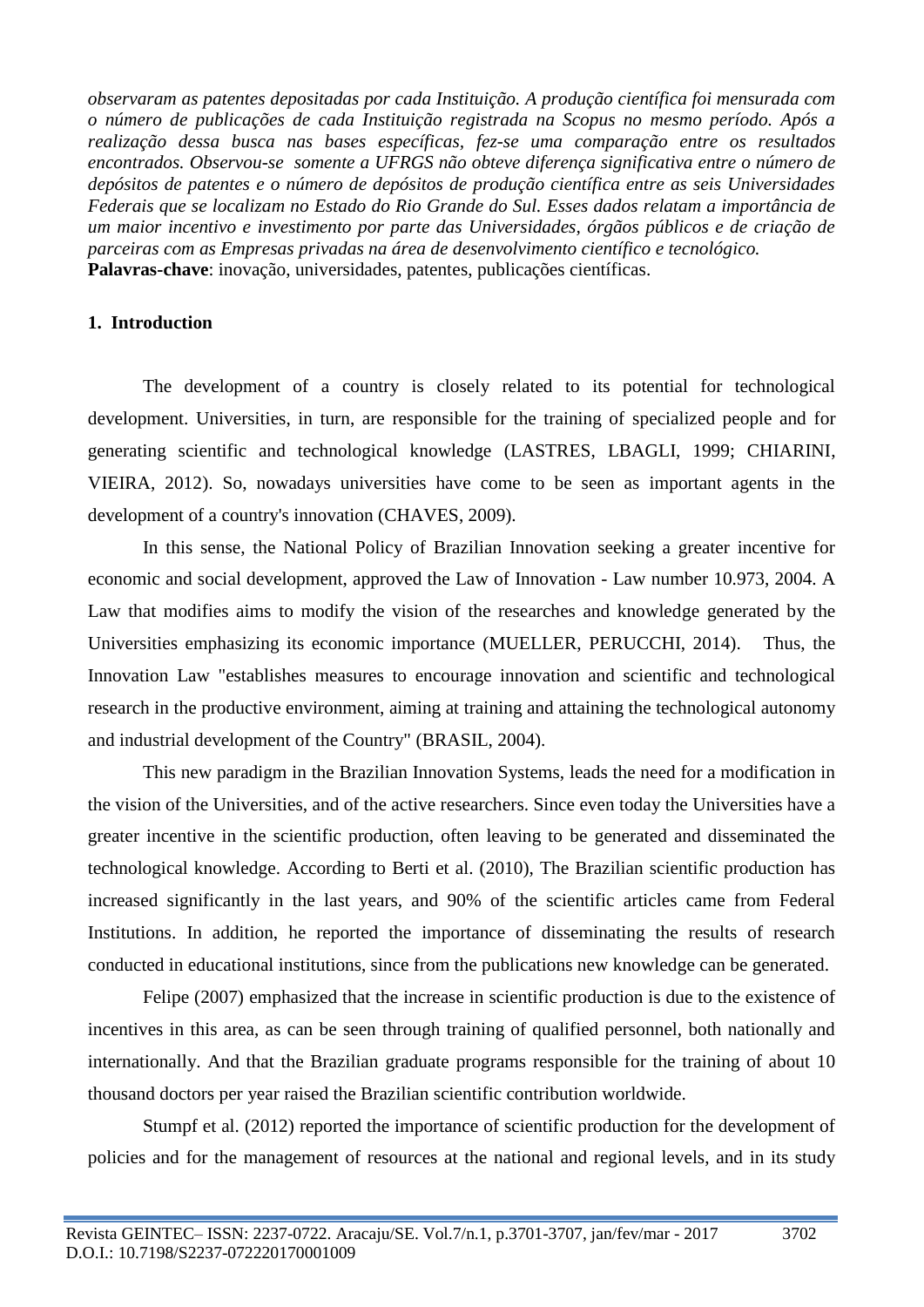*observaram as patentes depositadas por cada Instituição. A produção científica foi mensurada com o número de publicações de cada Instituição registrada na Scopus no mesmo período. Após a realização dessa busca nas bases específicas, fez-se uma comparação entre os resultados encontrados. Observou-se somente a UFRGS não obteve diferença significativa entre o número de depósitos de patentes e o número de depósitos de produção científica entre as seis Universidades Federais que se localizam no Estado do Rio Grande do Sul. Esses dados relatam a importância de um maior incentivo e investimento por parte das Universidades, órgãos públicos e de criação de parceiras com as Empresas privadas na área de desenvolvimento científico e tecnológico.*

**Palavras-chave**: inovação, universidades, patentes, publicações científicas.

## 1. Introduction

The development of a country is closely related to its potential for technological development. Universities, in turn, are responsible for the training of specialized people and for generating scientific and technological knowledge (LASTRES, LBAGLI, 1999; CHIARINI, VIEIRA, 2012). So, nowadays universities have come to be seen as important agents in the development of a country's innovation (CHAVES, 2009).

In this sense, the National Policy of Brazilian Innovation seeking a greater incentive for economic and social development, approved the Law of Innovation - Law number 10.973, 2004. A Law that modifies aims to modify the vision of the researches and knowledge generated by the Universities emphasizing its economic importance (MUELLER, PERUCCHI, 2014). Thus, the Innovation Law "establishes measures to encourage innovation and scientific and technological research in the productive environment, aiming at training and attaining the technological autonomy and industrial development of the Country" (BRASIL, 2004).

This new paradigm in the Brazilian Innovation Systems, leads the need for a modification in the vision of the Universities, and of the active researchers. Since even today the Universities have a greater incentive in the scientific production, often leaving to be generated and disseminated the technological knowledge. According to Berti et al. (2010), The Brazilian scientific production has increased significantly in the last years, and 90% of the scientific articles came from Federal Institutions. In addition, he reported the importance of disseminating the results of research conducted in educational institutions, since from the publications new knowledge can be generated.

Felipe (2007) emphasized that the increase in scientific production is due to the existence of incentives in this area, as can be seen through training of qualified personnel, both nationally and internationally. And that the Brazilian graduate programs responsible for the training of about 10 thousand doctors per year raised the Brazilian scientific contribution worldwide.

Stumpf et al. (2012) reported the importance of scientific production for the development of policies and for the management of resources at the national and regional levels, and in its study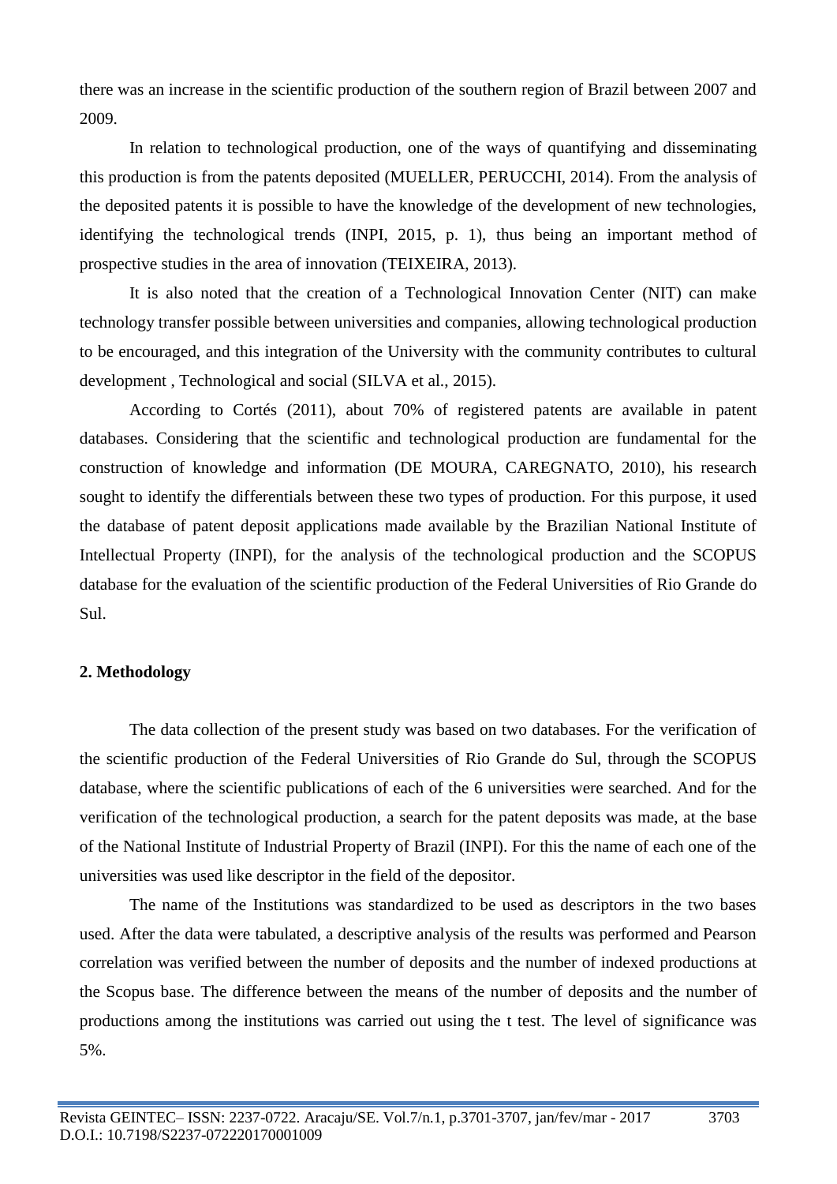there was an increase in the scientific production of the southern region of Brazil between 2007 and 2009.

In relation to technological production, one of the ways of quantifying and disseminating this production is from the patents deposited (MUELLER, PERUCCHI, 2014). From the analysis of the deposited patents it is possible to have the knowledge of the development of new technologies, identifying the technological trends (INPI, 2015, p. 1), thus being an important method of prospective studies in the area of innovation (TEIXEIRA, 2013).

It is also noted that the creation of a Technological Innovation Center (NIT) can make technology transfer possible between universities and companies, allowing technological production to be encouraged, and this integration of the University with the community contributes to cultural development , Technological and social (SILVA et al., 2015).

According to Cortés (2011), about 70% of registered patents are available in patent databases. Considering that the scientific and technological production are fundamental for the construction of knowledge and information (DE MOURA, CAREGNATO, 2010), his research sought to identify the differentials between these two types of production. For this purpose, it used the database of patent deposit applications made available by the Brazilian National Institute of Intellectual Property (INPI), for the analysis of the technological production and the SCOPUS database for the evaluation of the scientific production of the Federal Universities of Rio Grande do Sul.

## 2. Methodology

The data collection of the present study was based on two databases. For the verification of the scientific production of the Federal Universities of Rio Grande do Sul, through the SCOPUS database, where the scientific publications of each of the 6 universities were searched. And for the verification of the technological production, a search for the patent deposits was made, at the base of the National Institute of Industrial Property of Brazil (INPI). For this the name of each one of the universities was used like descriptor in the field of the depositor.

The name of the Institutions was standardized to be used as descriptors in the two bases used. After the data were tabulated, a descriptive analysis of the results was performed and Pearson correlation was verified between the number of deposits and the number of indexed productions at the Scopus base. The difference between the means of the number of deposits and the number of productions among the institutions was carried out using the t test. The level of significance was 5%.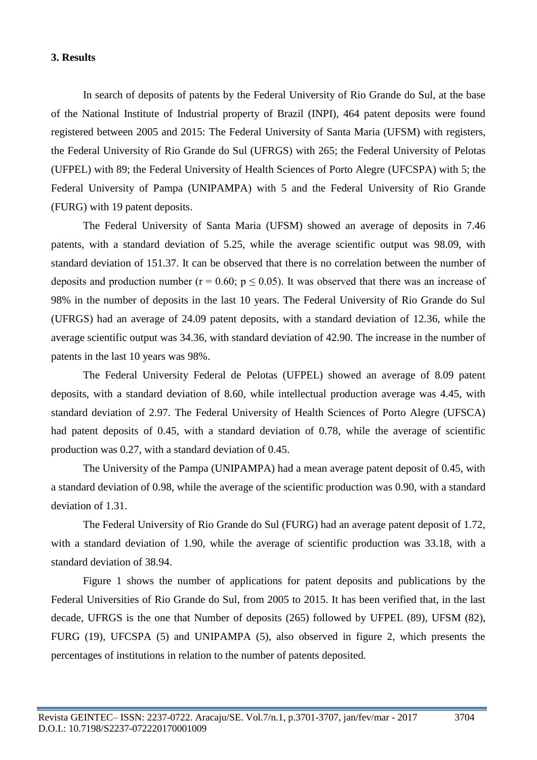### 3. Results

In search of deposits of patents by the Federal University of Rio Grande do Sul, at the base of the National Institute of Industrial property of Brazil (INPI), 464 patent deposits were found registered between 2005 and 2015: The Federal University of Santa Maria (UFSM) with registers, the Federal University of Rio Grande do Sul (UFRGS) with 265; the Federal University of Pelotas (UFPEL) with 89; the Federal University of Health Sciences of Porto Alegre (UFCSPA) with 5; the Federal University of Pampa (UNIPAMPA) with 5 and the Federal University of Rio Grande (FURG) with 19 patent deposits.

The Federal University of Santa Maria (UFSM) showed an average of deposits in 7.46 patents, with a standard deviation of 5.25, while the average scientific output was 98.09, with standard deviation of 151.37. It can be observed that there is no correlation between the number of deposits and production number ($r = 0.60$; $p \leq 0.05$). It was observed that there was an increase of 98% in the number of deposits in the last 10 years. The Federal University of Rio Grande do Sul (UFRGS) had an average of 24.09 patent deposits, with a standard deviation of 12.36, while the average scientific output was 34.36, with standard deviation of 42.90. The increase in the number of patents in the last 10 years was 98%.

The Federal University Federal de Pelotas (UFPEL) showed an average of 8.09 patent deposits, with a standard deviation of 8.60, while intellectual production average was 4.45, with standard deviation of 2.97. The Federal University of Health Sciences of Porto Alegre (UFSCA) had patent deposits of 0.45, with a standard deviation of 0.78, while the average of scientific production was 0.27, with a standard deviation of 0.45.

The University of the Pampa (UNIPAMPA) had a mean average patent deposit of 0.45, with a standard deviation of 0.98, while the average of the scientific production was 0.90, with a standard deviation of 1.31.

The Federal University of Rio Grande do Sul (FURG) had an average patent deposit of 1.72, with a standard deviation of 1.90, while the average of scientific production was 33.18, with a standard deviation of 38.94.

Figure 1 shows the number of applications for patent deposits and publications by the Federal Universities of Rio Grande do Sul, from 2005 to 2015. It has been verified that, in the last decade, UFRGS is the one that Number of deposits (265) followed by UFPEL (89), UFSM (82), FURG (19), UFCSPA (5) and UNIPAMPA (5), also observed in figure 2, which presents the percentages of institutions in relation to the number of patents deposited.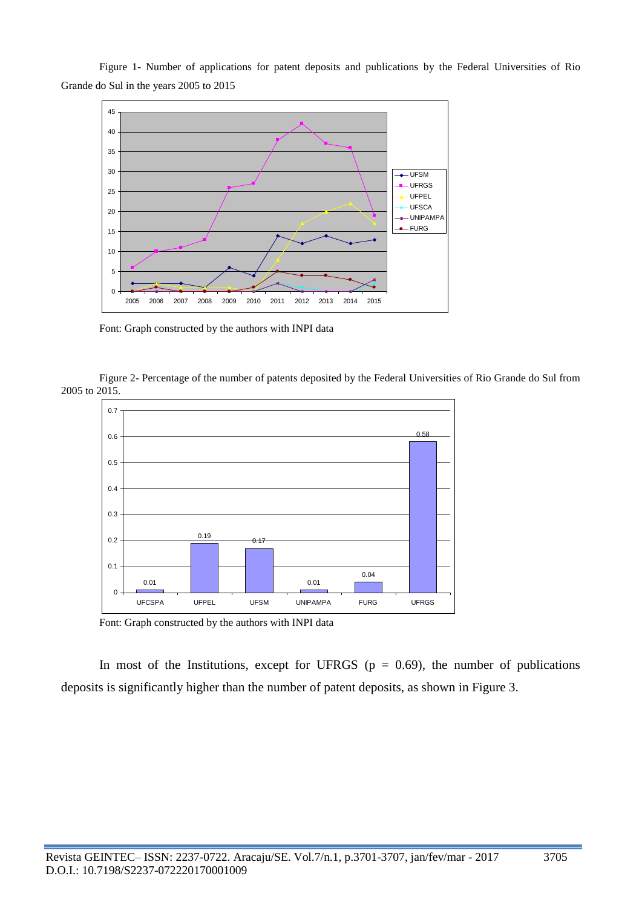Figure 1- Number of applications for patent deposits and publications by the Federal Universities of Rio Grande do Sul in the years 2005 to 2015

Font: Graph constructed by the authors with INPI data

Figure 2- Percentage of the number of patents deposited by the Federal Universities of Rio Grande do Sul from 2005 to 2015.

Font: Graph constructed by the authors with INPI data

In most of the Institutions, except for UFRGS ($p = 0.69$), the number of publications deposits is significantly higher than the number of patent deposits, as shown in Figure 3.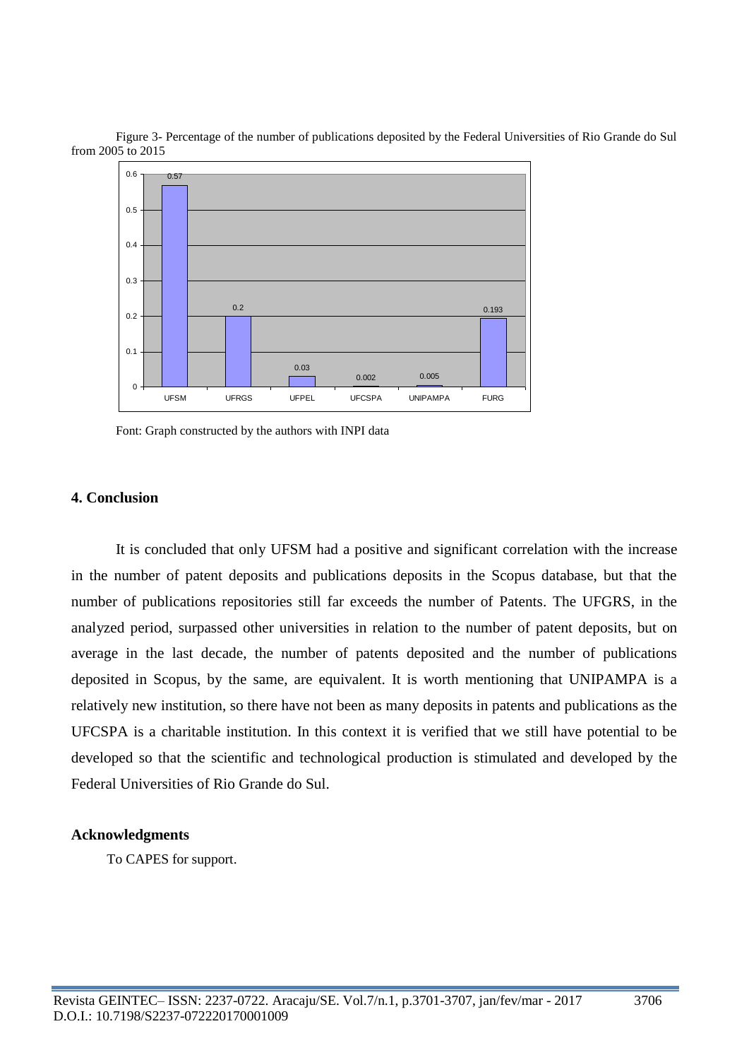Figure 3- Percentage of the number of publications deposited by the Federal Universities of Rio Grande do Sul from 2005 to 2015

| University | Percentage |
|---|---|
| UFSM | 0.57 |
| UFRGS | 0.2 |
| UFPEL | 0.03 |
| UFCSPA | 0.002 |
| UNIPAMPA | 0.005 |
| FURG | 0.193 |

Font: Graph constructed by the authors with INPI data

## 4. Conclusion

It is concluded that only UFSM had a positive and significant correlation with the increase in the number of patent deposits and publications deposits in the Scopus database, but that the number of publications repositories still far exceeds the number of Patents. The UFGRS, in the analyzed period, surpassed other universities in relation to the number of patent deposits, but on average in the last decade, the number of patents deposited and the number of publications deposited in Scopus, by the same, are equivalent. It is worth mentioning that UNIPAMPA is a relatively new institution, so there have not been as many deposits in patents and publications as the UFCSPA is a charitable institution. In this context it is verified that we still have potential to be developed so that the scientific and technological production is stimulated and developed by the Federal Universities of Rio Grande do Sul.

## Acknowledgments

To CAPES for support.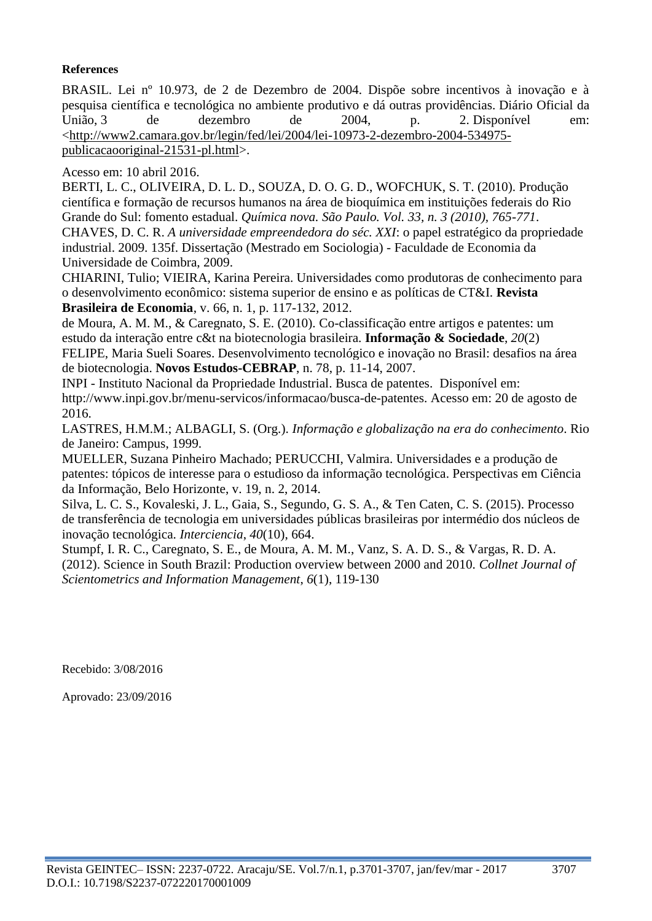**References**

BRASIL. Lei nº 10.973, de 2 de Dezembro de 2004. Dispõe sobre incentivos à inovação e à pesquisa científica e tecnológica no ambiente produtivo e dá outras providências. Diário Oficial da União, 3 de dezembro de 2004, p. 2. Disponível em: <http://www2.camara.gov.br/legin/fed/lei/2004/lei-10973-2-dezembro-2004-534975-publicacaooriginal-21531-pl.html>.

Acesso em: 10 abril 2016.

BERTI, L. C., OLIVEIRA, D. L. D., SOUZA, D. O. G. D., WOFCHUK, S. T. (2010). Produção científica e formação de recursos humanos na área de bioquímica em instituições federais do Rio Grande do Sul: fomento estadual. *Química nova. São Paulo. Vol. 33, n. 3 (2010), 765-771*.

CHAVES, D. C. R. *A universidade empreendedora do séc. XXI*: o papel estratégico da propriedade industrial. 2009. 135f. Dissertação (Mestrado em Sociologia) - Faculdade de Economia da Universidade de Coimbra, 2009.

CHIARINI, Tulio; VIEIRA, Karina Pereira. Universidades como produtoras de conhecimento para o desenvolvimento econômico: sistema superior de ensino e as políticas de CT&I. **Revista Brasileira de Economia**, v. 66, n. 1, p. 117-132, 2012.

de Moura, A. M. M., & Caregnato, S. E. (2010). Co-classificação entre artigos e patentes: um estudo da interação entre c&t na biotecnologia brasileira. **Informação & Sociedade**, *20*(2)

FELIPE, Maria Sueli Soares. Desenvolvimento tecnológico e inovação no Brasil: desafios na área de biotecnologia. **Novos Estudos-CEBRAP**, n. 78, p. 11-14, 2007.

INPI - Instituto Nacional da Propriedade Industrial. Busca de patentes. Disponível em: http://www.inpi.gov.br/menu-servicos/informacao/busca-de-patentes. Acesso em: 20 de agosto de 2016.

LASTRES, H.M.M.; ALBAGLI, S. (Org.). *Informação e globalização na era do conhecimento*. Rio de Janeiro: Campus, 1999.

MUELLER, Suzana Pinheiro Machado; PERUCCHI, Valmira. Universidades e a produção de patentes: tópicos de interesse para o estudioso da informação tecnológica. Perspectivas em Ciência da Informação, Belo Horizonte, v. 19, n. 2, 2014.

Silva, L. C. S., Kovaleski, J. L., Gaia, S., Segundo, G. S. A., & Ten Caten, C. S. (2015). Processo de transferência de tecnologia em universidades públicas brasileiras por intermédio dos núcleos de inovação tecnológica. *Interciencia*, *40*(10), 664.

Stumpf, I. R. C., Caregnato, S. E., de Moura, A. M. M., Vanz, S. A. D. S., & Vargas, R. D. A. (2012). Science in South Brazil: Production overview between 2000 and 2010. *Collnet Journal of Scientometrics and Information Management*, *6*(1), 119-130

Recebido: 3/08/2016

Aprovado: 23/09/2016